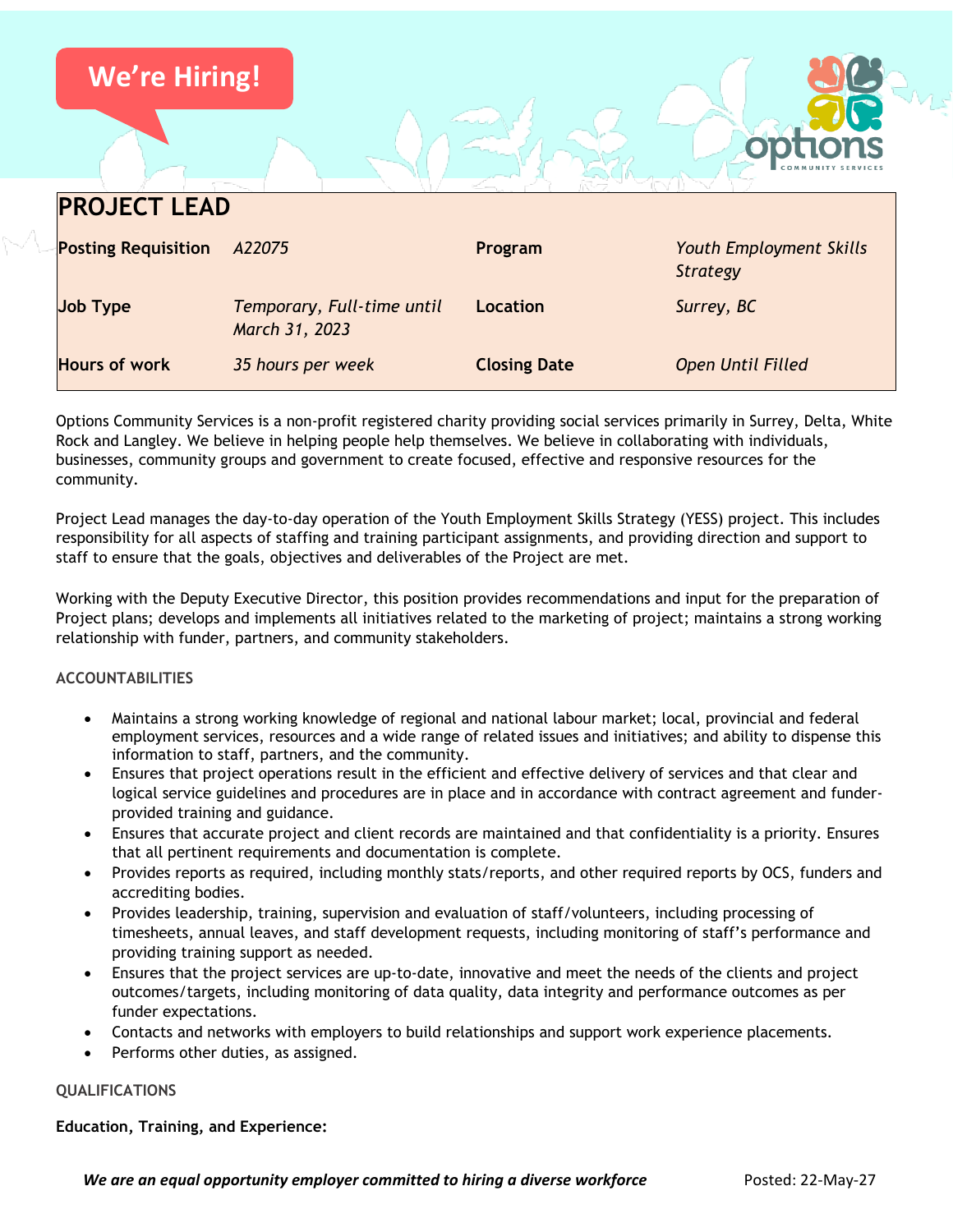We're Hiring!

# PROJECT LEAD

| Posting Requisition | *A22075* | Program | *Youth Employment Skills Strategy* |
|---|---|---|---|
| Job Type | *Temporary, Full-time until March 31, 2023* | Location | *Surrey, BC* |
| Hours of work | *35 hours per week* | Closing Date | *Open Until Filled* |

Options Community Services is a non-profit registered charity providing social services primarily in Surrey, Delta, White Rock and Langley. We believe in helping people help themselves. We believe in collaborating with individuals, businesses, community groups and government to create focused, effective and responsive resources for the community.

Project Lead manages the day-to-day operation of the Youth Employment Skills Strategy (YESS) project. This includes responsibility for all aspects of staffing and training participant assignments, and providing direction and support to staff to ensure that the goals, objectives and deliverables of the Project are met.

Working with the Deputy Executive Director, this position provides recommendations and input for the preparation of Project plans; develops and implements all initiatives related to the marketing of project; maintains a strong working relationship with funder, partners, and community stakeholders.

## ACCOUNTABILITIES

- Maintains a strong working knowledge of regional and national labour market; local, provincial and federal employment services, resources and a wide range of related issues and initiatives; and ability to dispense this information to staff, partners, and the community.
- Ensures that project operations result in the efficient and effective delivery of services and that clear and logical service guidelines and procedures are in place and in accordance with contract agreement and funder-provided training and guidance.
- Ensures that accurate project and client records are maintained and that confidentiality is a priority. Ensures that all pertinent requirements and documentation is complete.
- Provides reports as required, including monthly stats/reports, and other required reports by OCS, funders and accrediting bodies.
- Provides leadership, training, supervision and evaluation of staff/volunteers, including processing of timesheets, annual leaves, and staff development requests, including monitoring of staff's performance and providing training support as needed.
- Ensures that the project services are up-to-date, innovative and meet the needs of the clients and project outcomes/targets, including monitoring of data quality, data integrity and performance outcomes as per funder expectations.
- Contacts and networks with employers to build relationships and support work experience placements.
- Performs other duties, as assigned.

## QUALIFICATIONS

**Education, Training, and Experience:**

***We are an equal opportunity employer committed to hiring a diverse workforce*** Posted: 22-May-27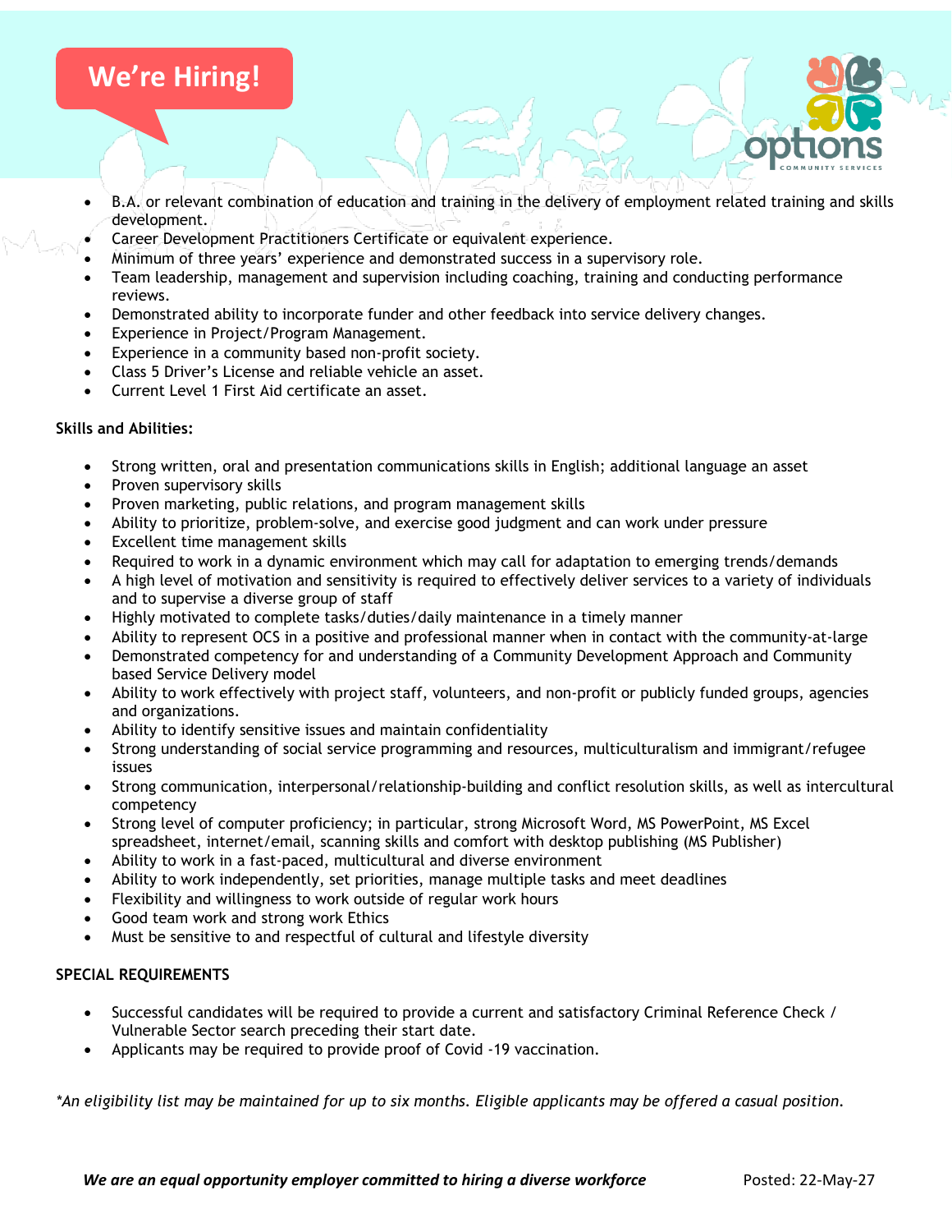We're Hiring!

- B.A. or relevant combination of education and training in the delivery of employment related training and skills development.
- Career Development Practitioners Certificate or equivalent experience.
- Minimum of three years' experience and demonstrated success in a supervisory role.
- Team leadership, management and supervision including coaching, training and conducting performance reviews.
- Demonstrated ability to incorporate funder and other feedback into service delivery changes.
- Experience in Project/Program Management.
- Experience in a community based non-profit society.
- Class 5 Driver's License and reliable vehicle an asset.
- Current Level 1 First Aid certificate an asset.

**Skills and Abilities:**

- Strong written, oral and presentation communications skills in English; additional language an asset
- Proven supervisory skills
- Proven marketing, public relations, and program management skills
- Ability to prioritize, problem-solve, and exercise good judgment and can work under pressure
- Excellent time management skills
- Required to work in a dynamic environment which may call for adaptation to emerging trends/demands
- A high level of motivation and sensitivity is required to effectively deliver services to a variety of individuals and to supervise a diverse group of staff
- Highly motivated to complete tasks/duties/daily maintenance in a timely manner
- Ability to represent OCS in a positive and professional manner when in contact with the community-at-large
- Demonstrated competency for and understanding of a Community Development Approach and Community based Service Delivery model
- Ability to work effectively with project staff, volunteers, and non-profit or publicly funded groups, agencies and organizations.
- Ability to identify sensitive issues and maintain confidentiality
- Strong understanding of social service programming and resources, multiculturalism and immigrant/refugee issues
- Strong communication, interpersonal/relationship-building and conflict resolution skills, as well as intercultural competency
- Strong level of computer proficiency; in particular, strong Microsoft Word, MS PowerPoint, MS Excel spreadsheet, internet/email, scanning skills and comfort with desktop publishing (MS Publisher)
- Ability to work in a fast-paced, multicultural and diverse environment
- Ability to work independently, set priorities, manage multiple tasks and meet deadlines
- Flexibility and willingness to work outside of regular work hours
- Good team work and strong work Ethics
- Must be sensitive to and respectful of cultural and lifestyle diversity

**SPECIAL REQUIREMENTS**

- Successful candidates will be required to provide a current and satisfactory Criminal Reference Check / Vulnerable Sector search preceding their start date.
- Applicants may be required to provide proof of Covid -19 vaccination.

*\*An eligibility list may be maintained for up to six months. Eligible applicants may be offered a casual position.*

***We are an equal opportunity employer committed to hiring a diverse workforce*** Posted: 22-May-27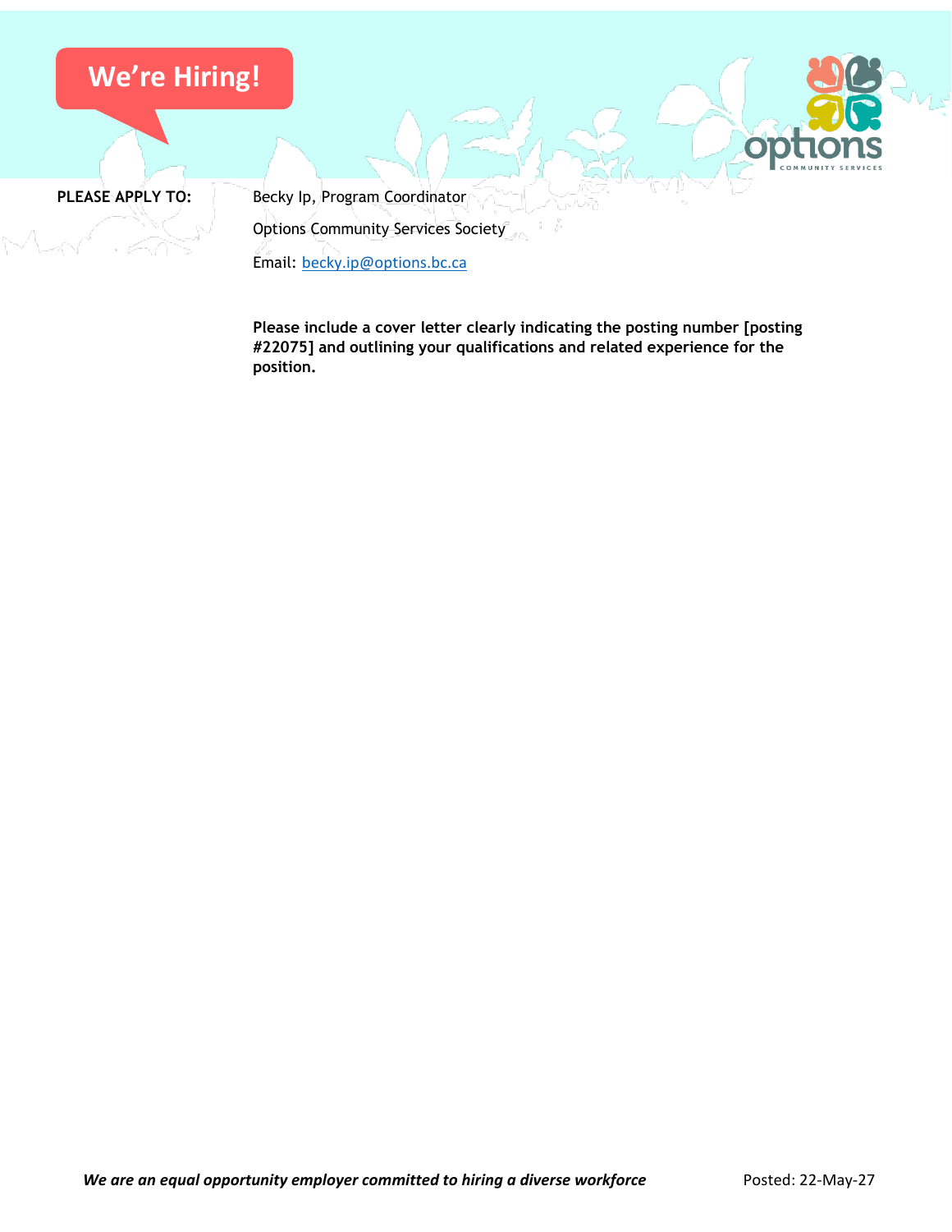We're Hiring!

**PLEASE APPLY TO:**

Becky Ip, Program Coordinator

Options Community Services Society

Email: becky.ip@options.bc.ca

**Please include a cover letter clearly indicating the posting number [posting #22075] and outlining your qualifications and related experience for the position.**

***We are an equal opportunity employer committed to hiring a diverse workforce***

Posted: 22-May-27